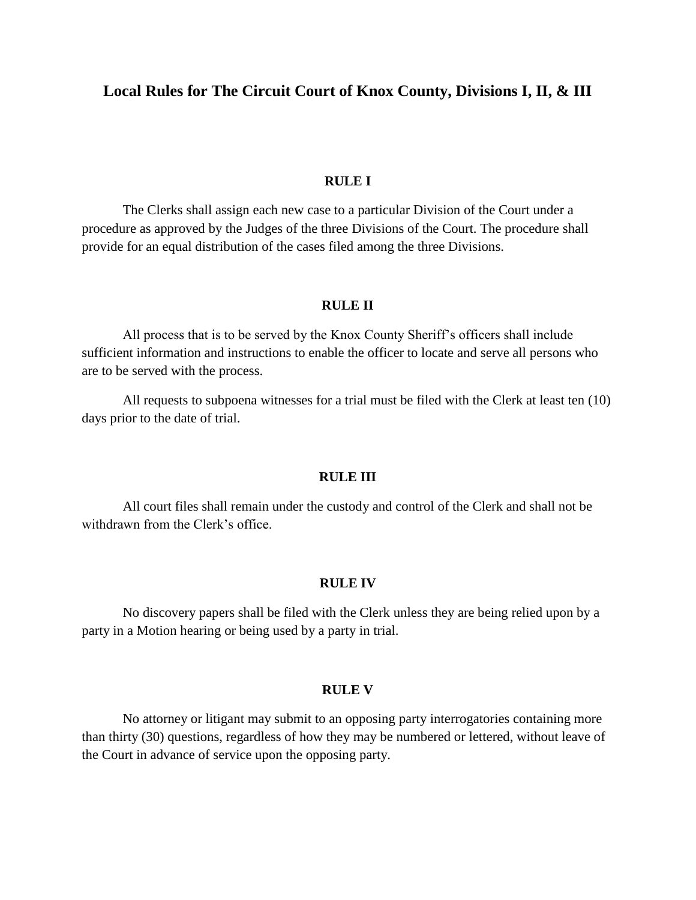# Local Rules for The Circuit Court of Knox County, Divisions I, II, & III

## RULE I

The Clerks shall assign each new case to a particular Division of the Court under a procedure as approved by the Judges of the three Divisions of the Court. The procedure shall provide for an equal distribution of the cases filed among the three Divisions.

## RULE II

All process that is to be served by the Knox County Sheriff's officers shall include sufficient information and instructions to enable the officer to locate and serve all persons who are to be served with the process.

All requests to subpoena witnesses for a trial must be filed with the Clerk at least ten (10) days prior to the date of trial.

## RULE III

All court files shall remain under the custody and control of the Clerk and shall not be withdrawn from the Clerk's office.

## RULE IV

No discovery papers shall be filed with the Clerk unless they are being relied upon by a party in a Motion hearing or being used by a party in trial.

## RULE V

No attorney or litigant may submit to an opposing party interrogatories containing more than thirty (30) questions, regardless of how they may be numbered or lettered, without leave of the Court in advance of service upon the opposing party.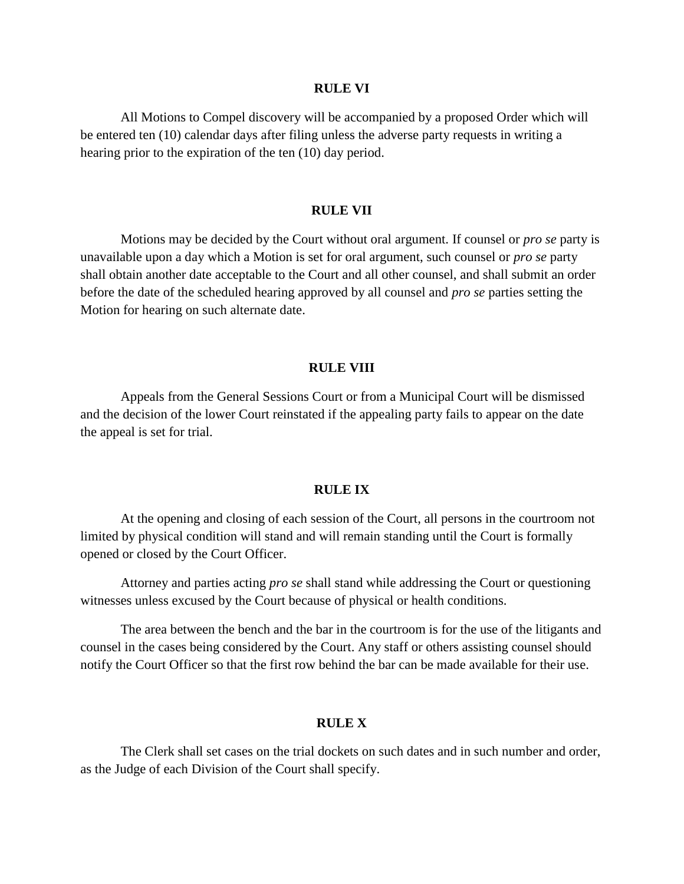## RULE VI

All Motions to Compel discovery will be accompanied by a proposed Order which will be entered ten (10) calendar days after filing unless the adverse party requests in writing a hearing prior to the expiration of the ten (10) day period.

## RULE VII

Motions may be decided by the Court without oral argument. If counsel or *pro se* party is unavailable upon a day which a Motion is set for oral argument, such counsel or *pro se* party shall obtain another date acceptable to the Court and all other counsel, and shall submit an order before the date of the scheduled hearing approved by all counsel and *pro se* parties setting the Motion for hearing on such alternate date.

## RULE VIII

Appeals from the General Sessions Court or from a Municipal Court will be dismissed and the decision of the lower Court reinstated if the appealing party fails to appear on the date the appeal is set for trial.

## RULE IX

At the opening and closing of each session of the Court, all persons in the courtroom not limited by physical condition will stand and will remain standing until the Court is formally opened or closed by the Court Officer.

Attorney and parties acting *pro se* shall stand while addressing the Court or questioning witnesses unless excused by the Court because of physical or health conditions.

The area between the bench and the bar in the courtroom is for the use of the litigants and counsel in the cases being considered by the Court. Any staff or others assisting counsel should notify the Court Officer so that the first row behind the bar can be made available for their use.

## RULE X

The Clerk shall set cases on the trial dockets on such dates and in such number and order, as the Judge of each Division of the Court shall specify.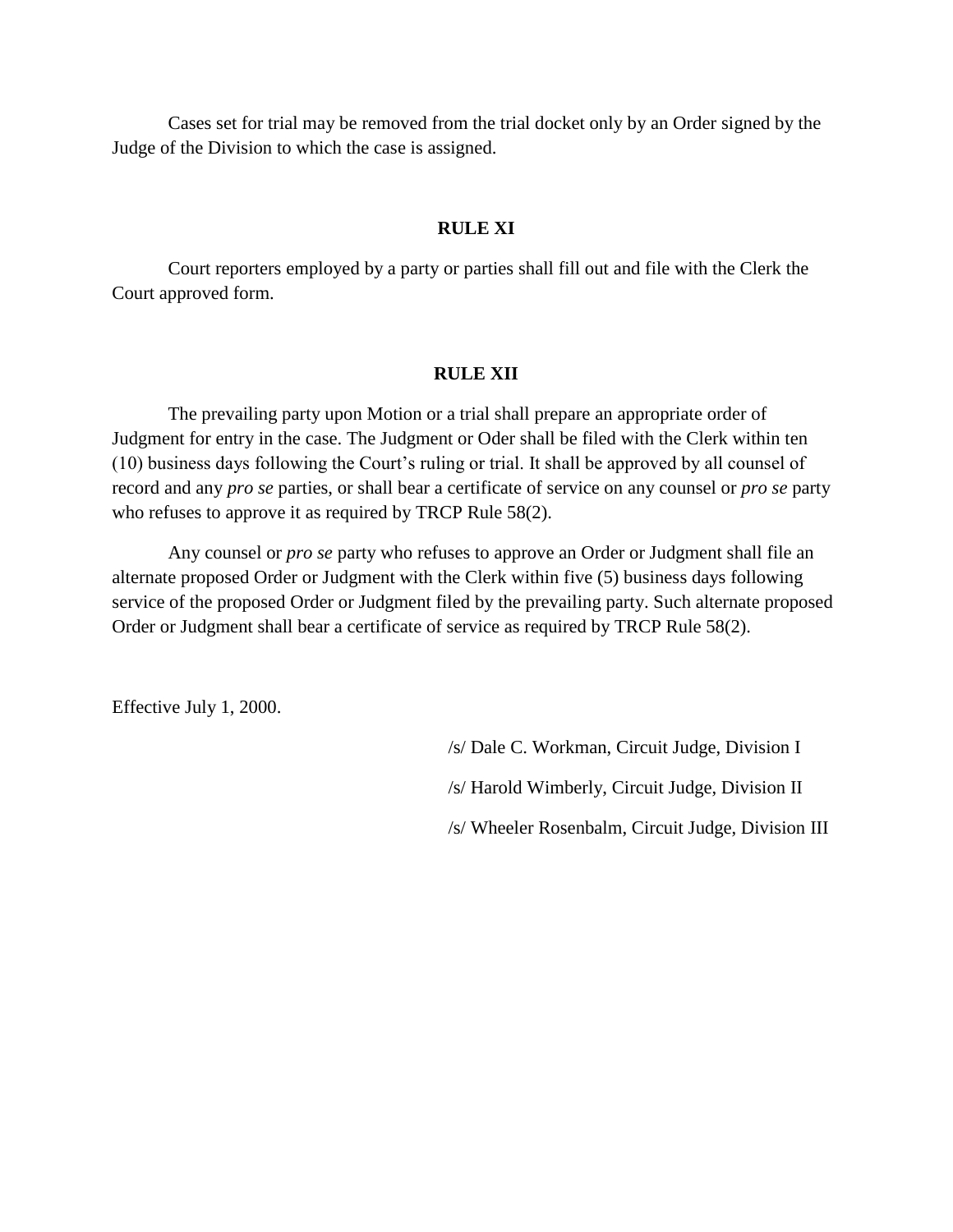Cases set for trial may be removed from the trial docket only by an Order signed by the Judge of the Division to which the case is assigned.

## RULE XI

Court reporters employed by a party or parties shall fill out and file with the Clerk the Court approved form.

## RULE XII

The prevailing party upon Motion or a trial shall prepare an appropriate order of Judgment for entry in the case. The Judgment or Oder shall be filed with the Clerk within ten (10) business days following the Court's ruling or trial. It shall be approved by all counsel of record and any *pro se* parties, or shall bear a certificate of service on any counsel or *pro se* party who refuses to approve it as required by TRCP Rule 58(2).

Any counsel or *pro se* party who refuses to approve an Order or Judgment shall file an alternate proposed Order or Judgment with the Clerk within five (5) business days following service of the proposed Order or Judgment filed by the prevailing party. Such alternate proposed Order or Judgment shall bear a certificate of service as required by TRCP Rule 58(2).

Effective July 1, 2000.

/s/ Dale C. Workman, Circuit Judge, Division I

/s/ Harold Wimberly, Circuit Judge, Division II

/s/ Wheeler Rosenbalm, Circuit Judge, Division III